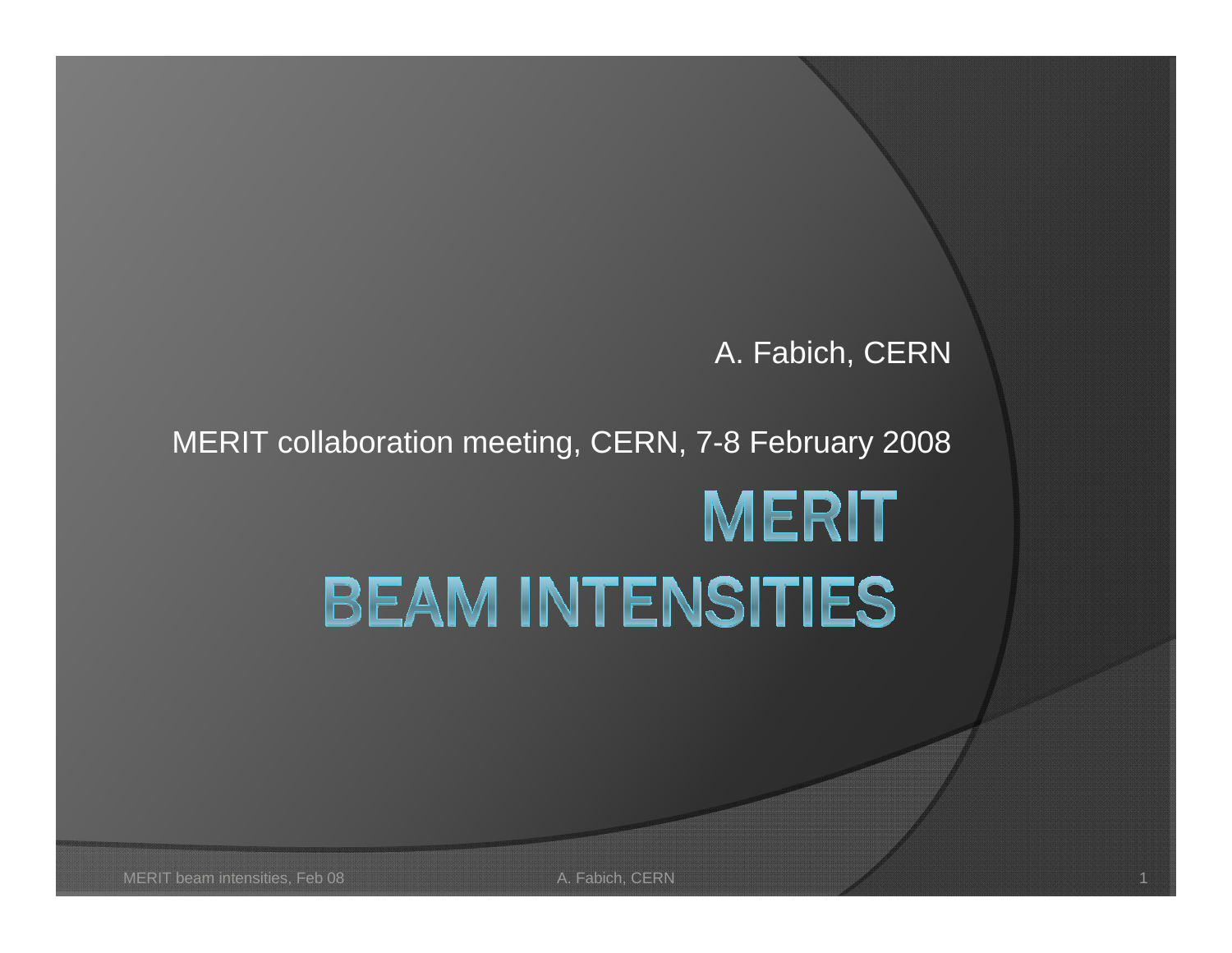A. Fabich, CERN

MERIT collaboration meeting, CERN, 7-8 February 2008

# MERIT BEAM INTENSITIES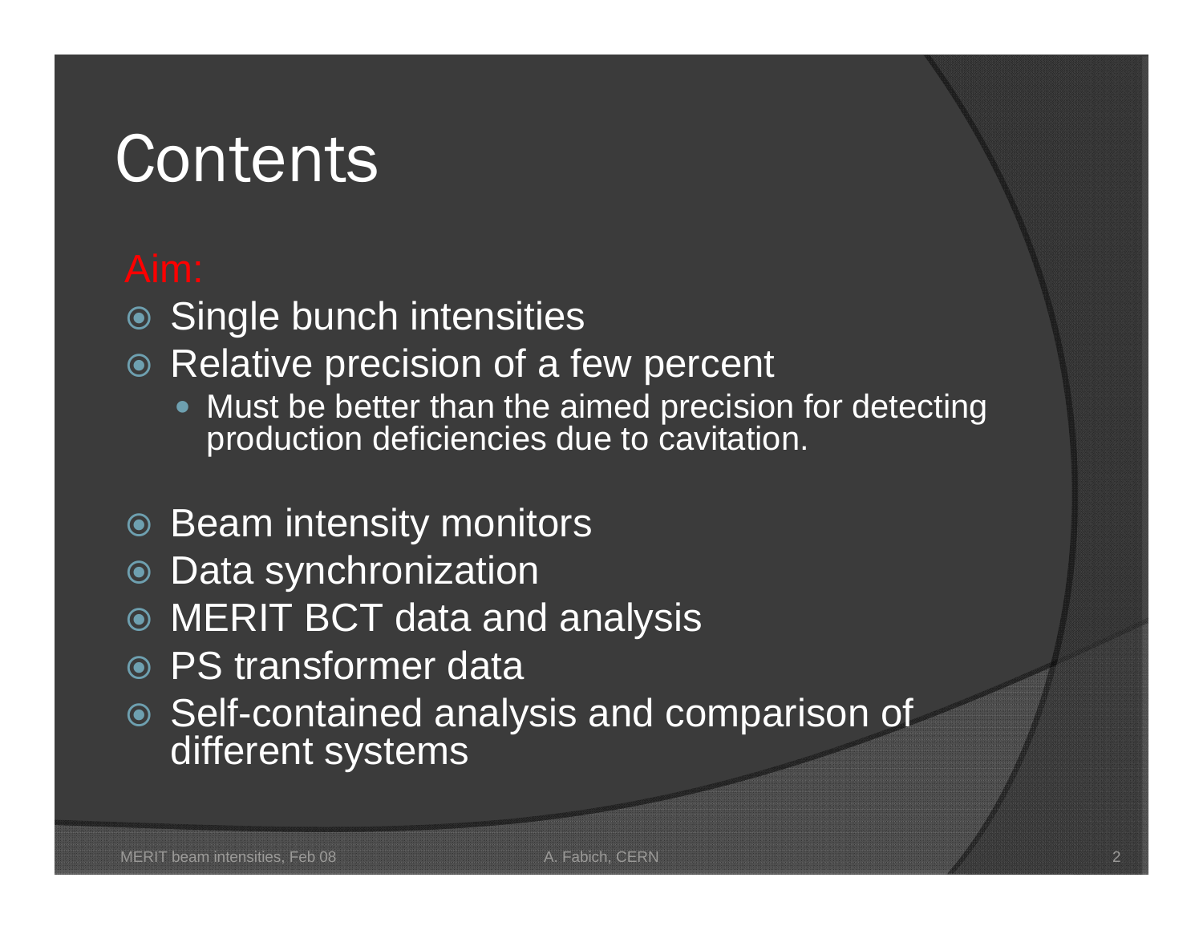# Contents

Aim:

- Single bunch intensities
- Relative precision of a few percent
  - Must be better than the aimed precision for detecting production deficiencies due to cavitation.

- Beam intensity monitors
- Data synchronization
- MERIT BCT data and analysis
- PS transformer data
- Self-contained analysis and comparison of different systems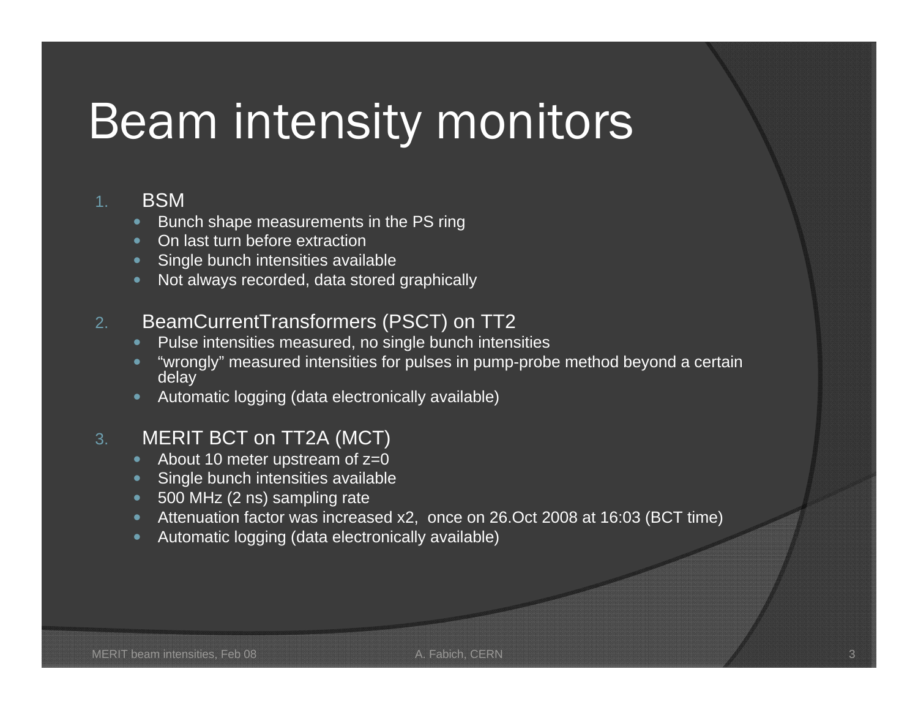# Beam intensity monitors

1. BSM
   - Bunch shape measurements in the PS ring
   - On last turn before extraction
   - Single bunch intensities available
   - Not always recorded, data stored graphically

2. BeamCurrentTransformers (PSCT) on TT2
   - Pulse intensities measured, no single bunch intensities
   - "wrongly" measured intensities for pulses in pump-probe method beyond a certain delay
   - Automatic logging (data electronically available)

3. MERIT BCT on TT2A (MCT)
   - About 10 meter upstream of z=0
   - Single bunch intensities available
   - 500 MHz (2 ns) sampling rate
   - Attenuation factor was increased x2, once on 26.Oct 2008 at 16:03 (BCT time)
   - Automatic logging (data electronically available)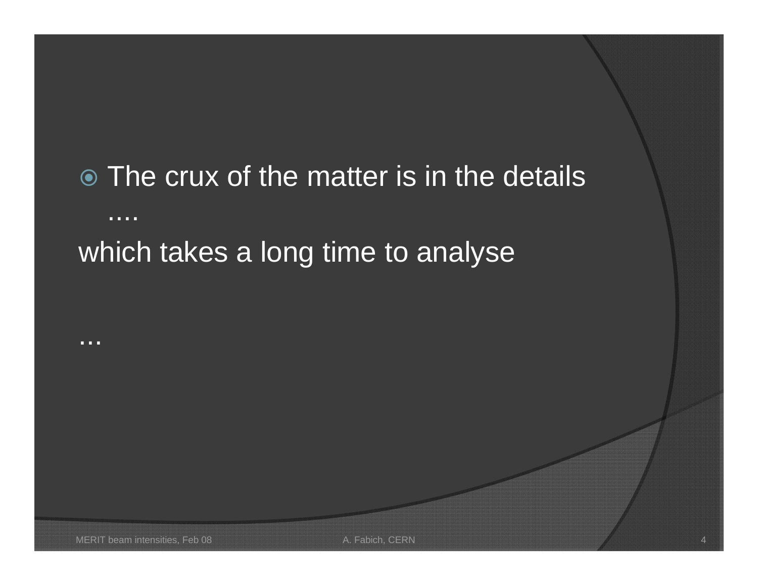- The crux of the matter is in the details ....

which takes a long time to analyse

...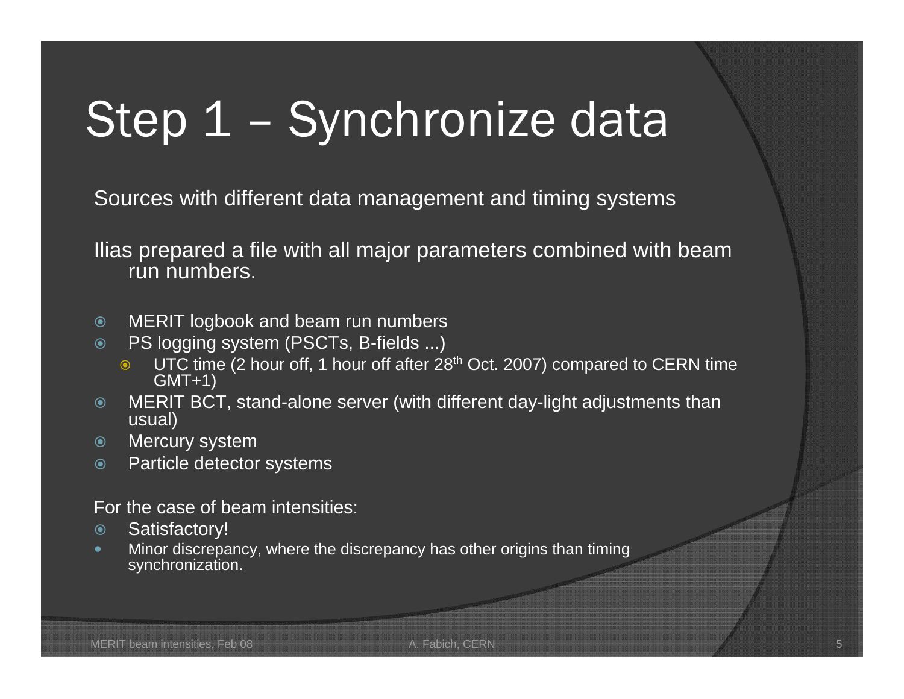# Step 1 – Synchronize data

Sources with different data management and timing systems

Ilias prepared a file with all major parameters combined with beam run numbers.

- MERIT logbook and beam run numbers
- PS logging system (PSCTs, B-fields ...)
  - UTC time (2 hour off, 1 hour off after 28th Oct. 2007) compared to CERN time GMT+1)
- MERIT BCT, stand-alone server (with different day-light adjustments than usual)
- Mercury system
- Particle detector systems

For the case of beam intensities:

- Satisfactory!
- Minor discrepancy, where the discrepancy has other origins than timing synchronization.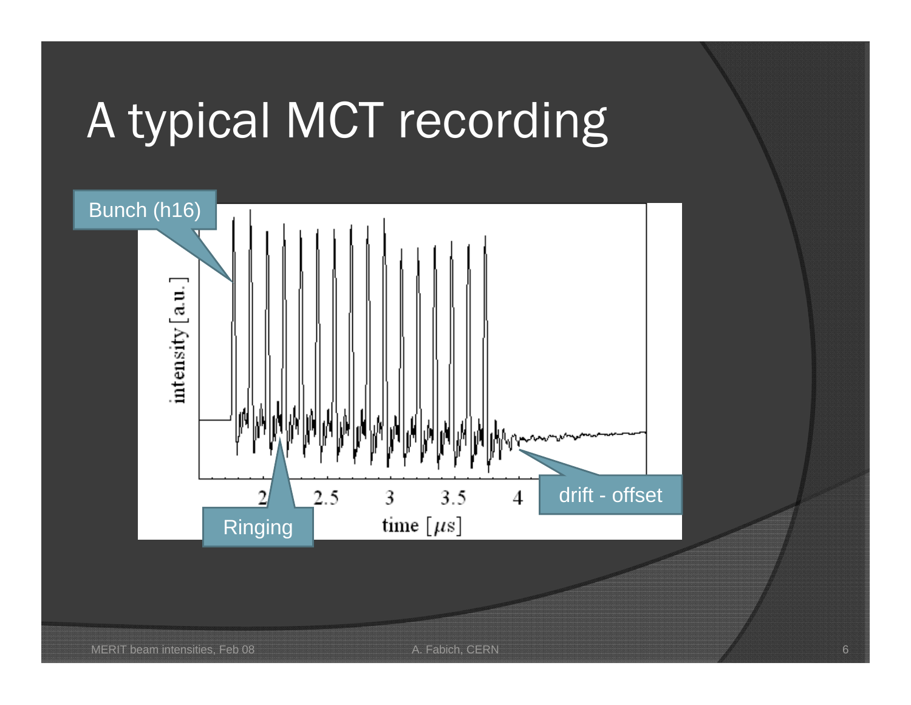# A typical MCT recording

Bunch (h16)

Ringing

drift - offset

intensity [a.u.]

time [$\mu s$]

2 2.5 3 3.5 4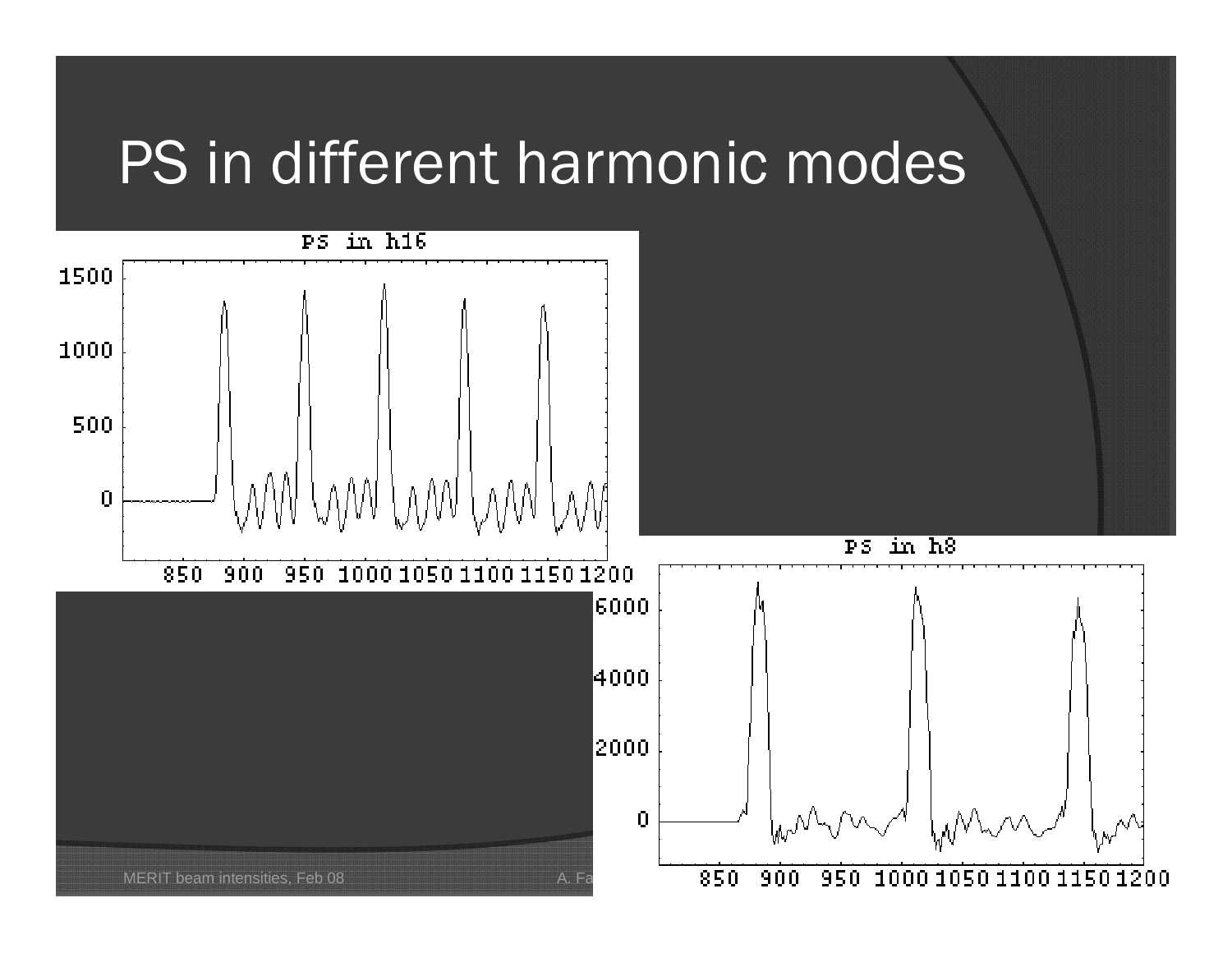# PS in different harmonic modes

PS in h16

PS in h8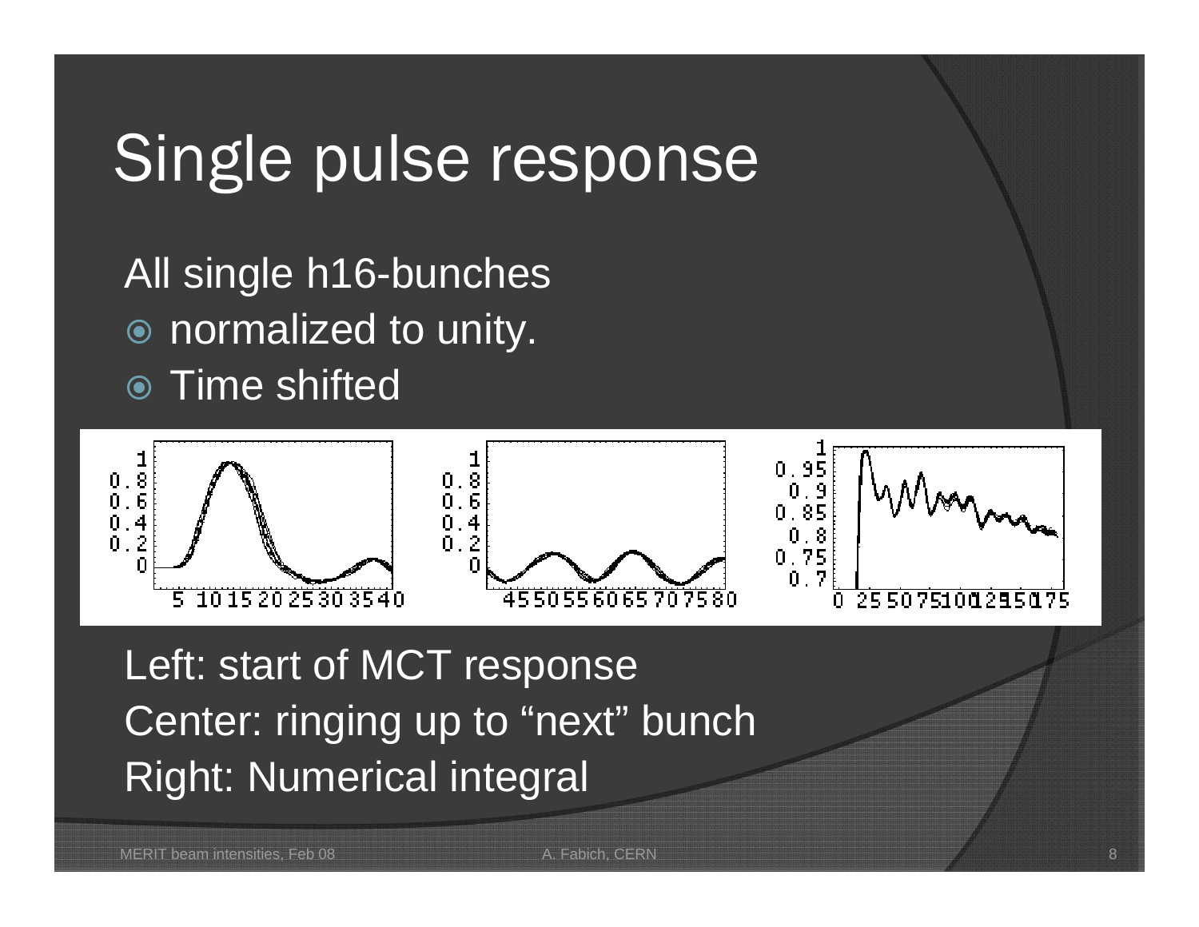# Single pulse response

All single h16-bunches

- normalized to unity.
- Time shifted

Left: start of MCT response

Center: ringing up to "next" bunch

Right: Numerical integral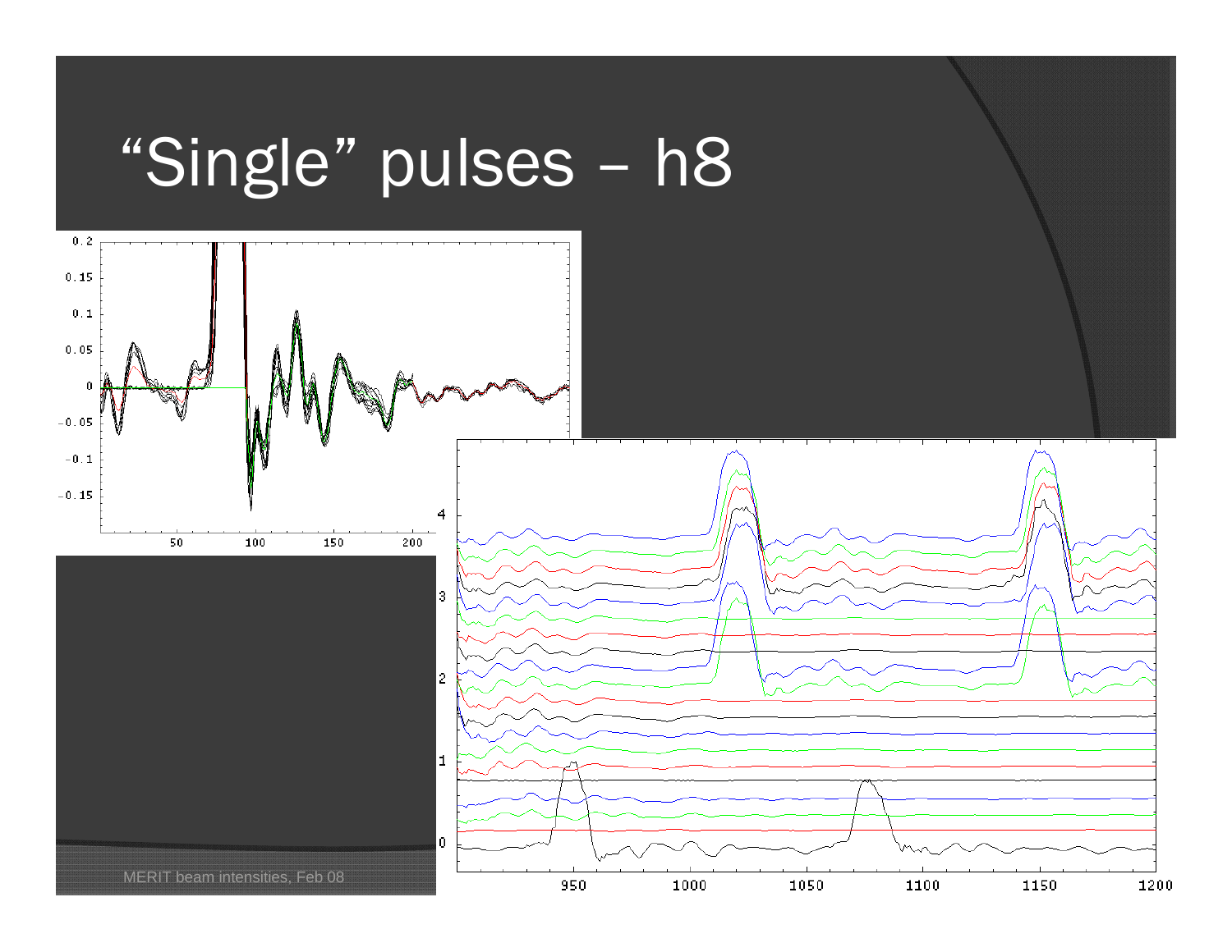# “Single” pulses – h8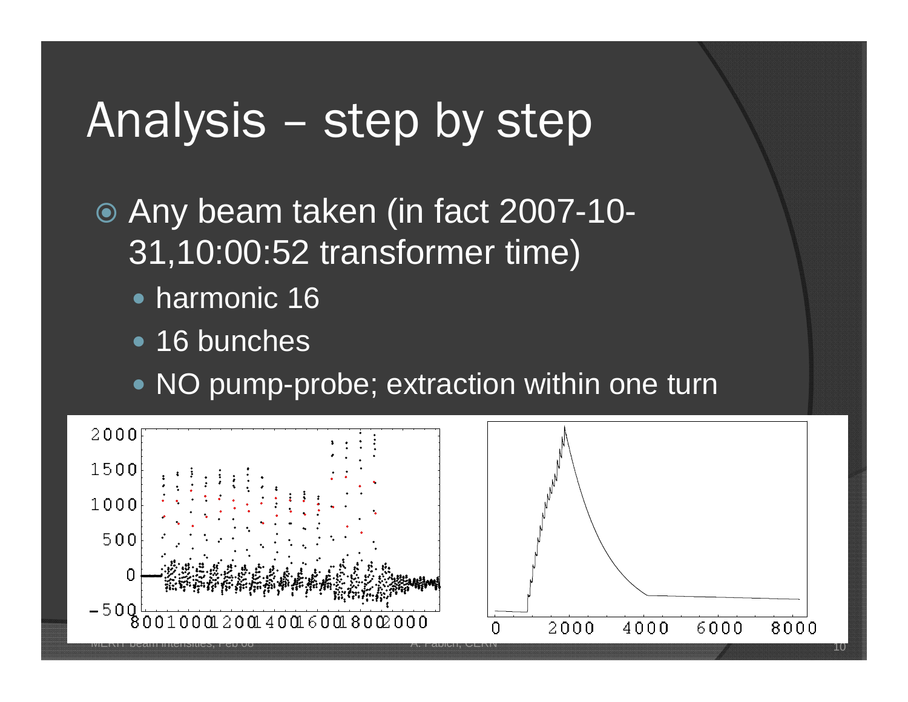# Analysis – step by step

- Any beam taken (in fact 2007-10-31,10:00:52 transformer time)
  - harmonic 16
  - 16 bunches
  - NO pump-probe; extraction within one turn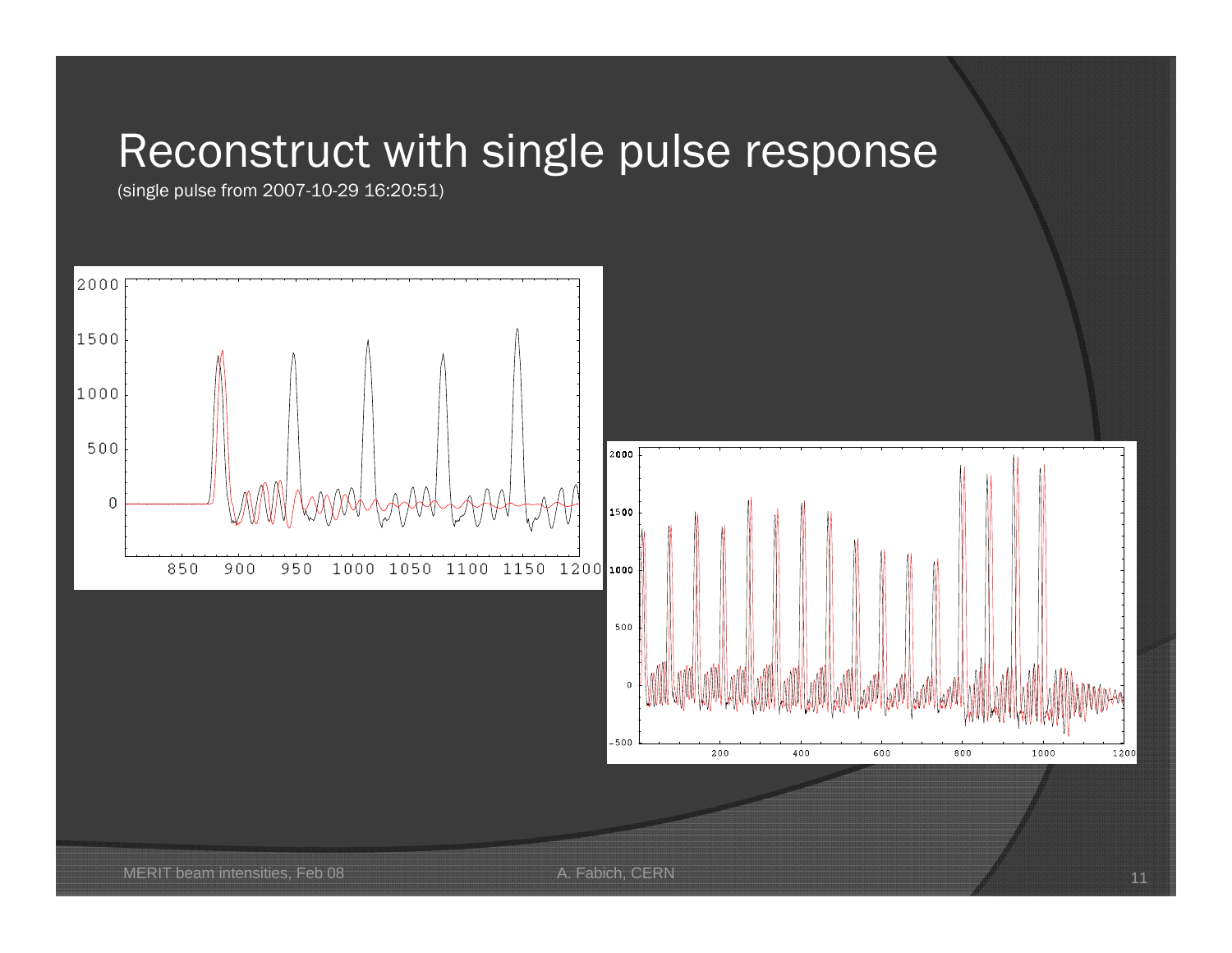# Reconstruct with single pulse response

(single pulse from 2007-10-29 16:20:51)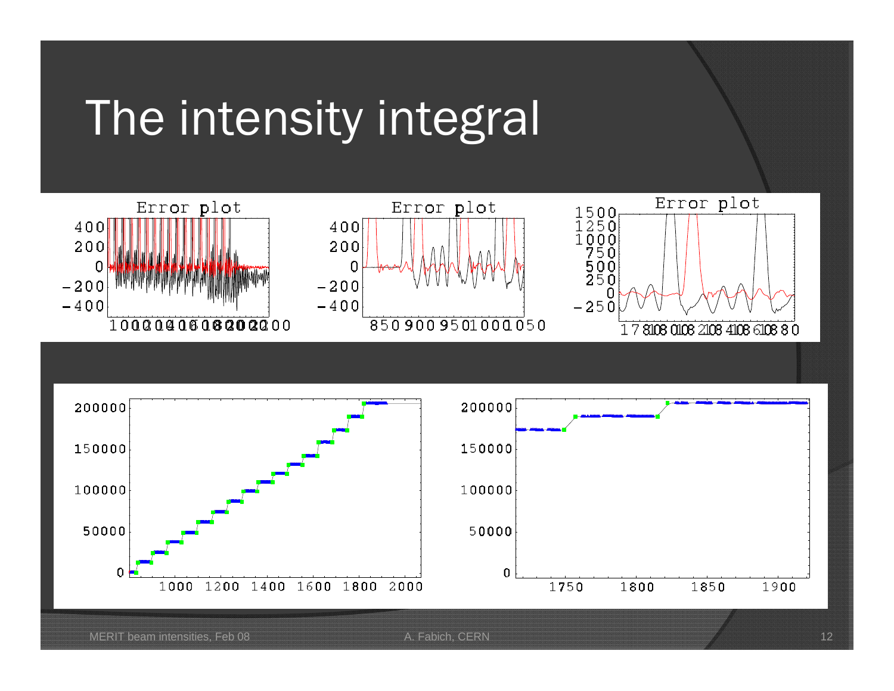# The intensity integral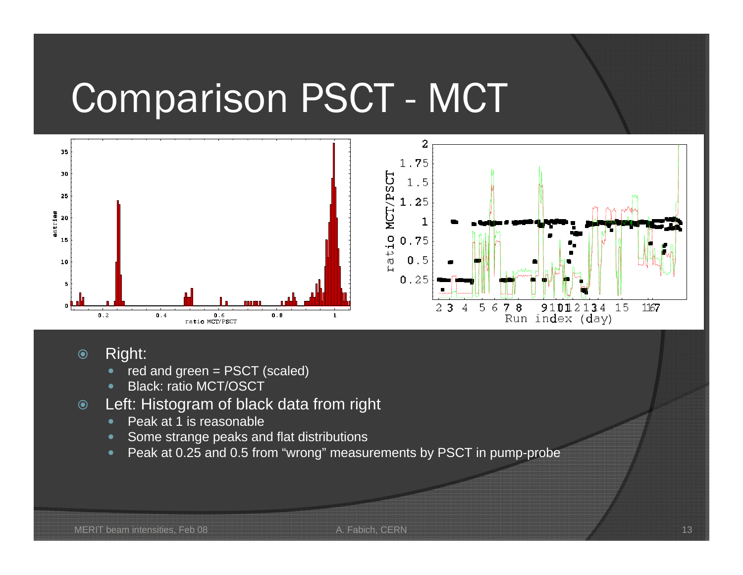# Comparison PSCT - MCT

- Right:
  - red and green = PSCT (scaled)
  - Black: ratio MCT/OSCT
- Left: Histogram of black data from right
  - Peak at 1 is reasonable
  - Some strange peaks and flat distributions
  - Peak at 0.25 and 0.5 from “wrong” measurements by PSCT in pump-probe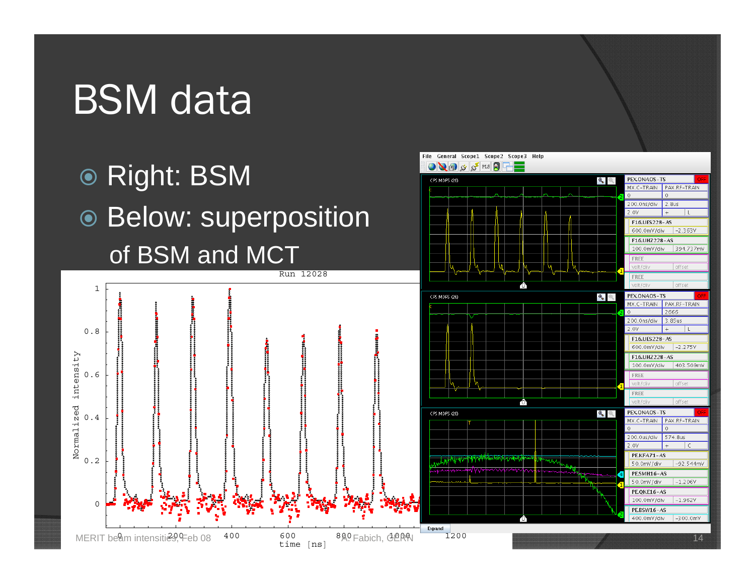# BSM data

- Right: BSM
- Below: superposition of BSM and MCT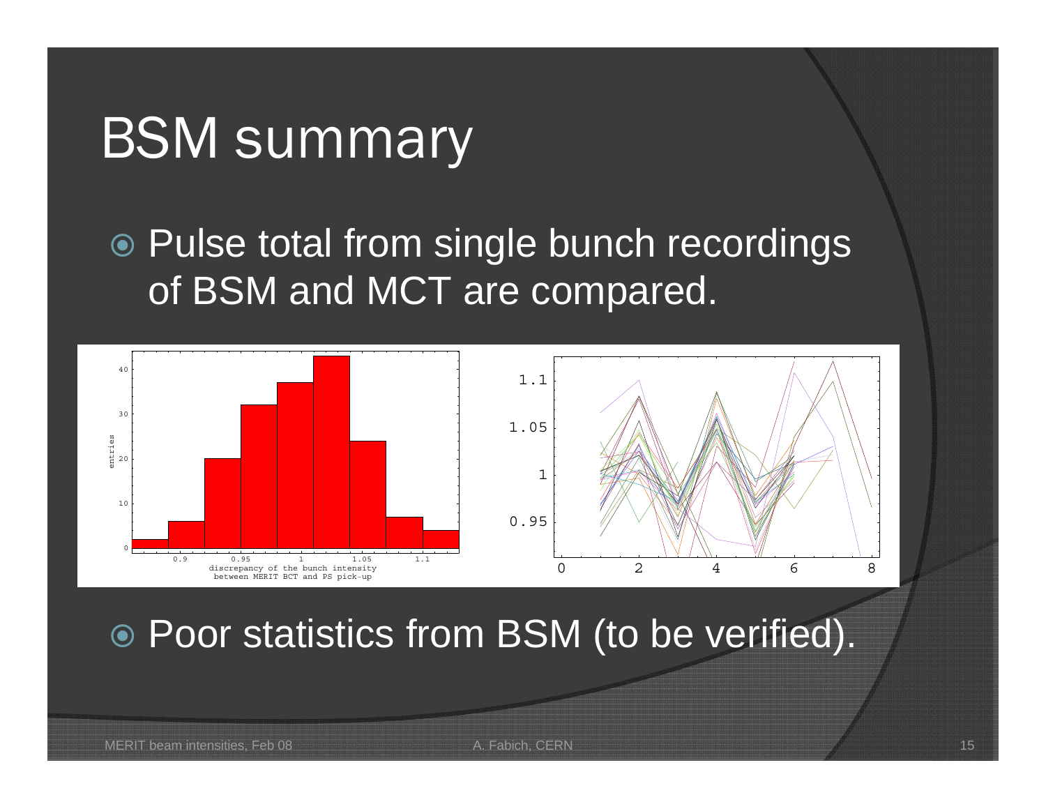# BSM summary

- Pulse total from single bunch recordings of BSM and MCT are compared.

- Poor statistics from BSM (to be verified).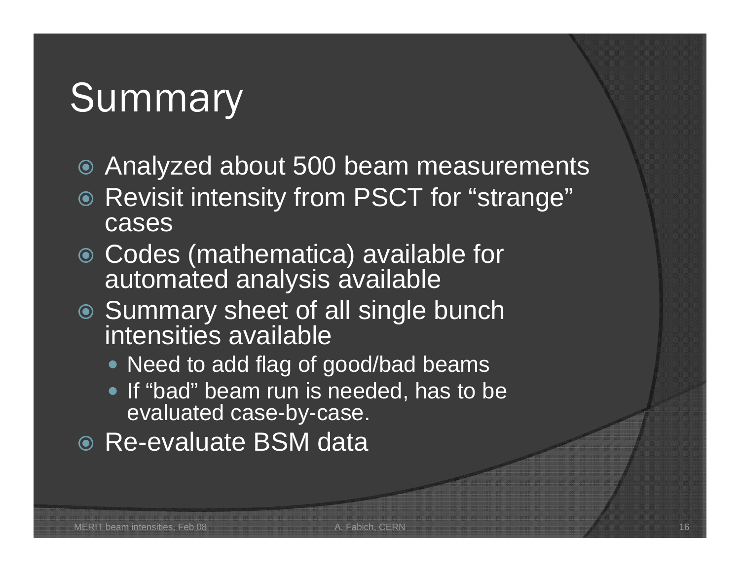# Summary

- Analyzed about 500 beam measurements
- Revisit intensity from PSCT for “strange” cases
- Codes (mathematica) available for automated analysis available
- Summary sheet of all single bunch intensities available
  - Need to add flag of good/bad beams
  - If “bad” beam run is needed, has to be evaluated case-by-case.
- Re-evaluate BSM data